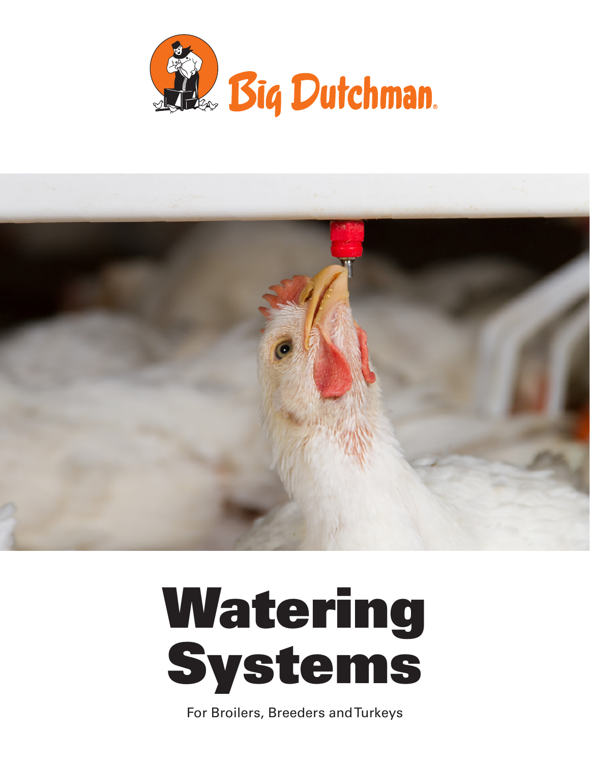Big Dutchman

# Watering Systems

For Broilers, Breeders and Turkeys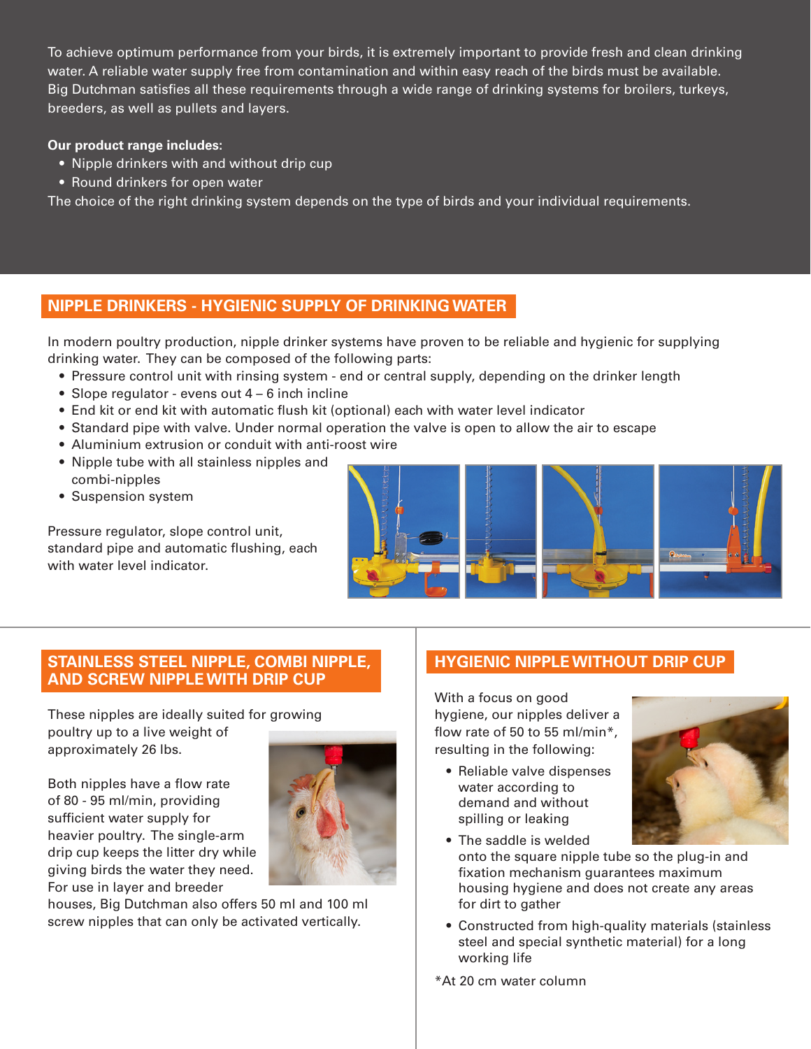To achieve optimum performance from your birds, it is extremely important to provide fresh and clean drinking water. A reliable water supply free from contamination and within easy reach of the birds must be available. Big Dutchman satisfies all these requirements through a wide range of drinking systems for broilers, turkeys, breeders, as well as pullets and layers.

**Our product range includes:**

- Nipple drinkers with and without drip cup
- Round drinkers for open water

The choice of the right drinking system depends on the type of birds and your individual requirements.

## NIPPLE DRINKERS - HYGIENIC SUPPLY OF DRINKING WATER

In modern poultry production, nipple drinker systems have proven to be reliable and hygienic for supplying drinking water. They can be composed of the following parts:

- Pressure control unit with rinsing system - end or central supply, depending on the drinker length
- Slope regulator - evens out 4 – 6 inch incline
- End kit or end kit with automatic flush kit (optional) each with water level indicator
- Standard pipe with valve. Under normal operation the valve is open to allow the air to escape
- Aluminium extrusion or conduit with anti-roost wire
- Nipple tube with all stainless nipples and combi-nipples
- Suspension system

Pressure regulator, slope control unit, standard pipe and automatic flushing, each with water level indicator.

## STAINLESS STEEL NIPPLE, COMBI NIPPLE, AND SCREW NIPPLE WITH DRIP CUP

These nipples are ideally suited for growing poultry up to a live weight of approximately 26 lbs.

Both nipples have a flow rate of 80 - 95 ml/min, providing sufficient water supply for heavier poultry. The single-arm drip cup keeps the litter dry while giving birds the water they need. For use in layer and breeder houses, Big Dutchman also offers 50 ml and 100 ml screw nipples that can only be activated vertically.

## HYGIENIC NIPPLE WITHOUT DRIP CUP

With a focus on good hygiene, our nipples deliver a flow rate of 50 to 55 ml/min*, resulting in the following:

- Reliable valve dispenses water according to demand and without spilling or leaking
- The saddle is welded onto the square nipple tube so the plug-in and fixation mechanism guarantees maximum housing hygiene and does not create any areas for dirt to gather
- Constructed from high-quality materials (stainless steel and special synthetic material) for a long working life

*At 20 cm water column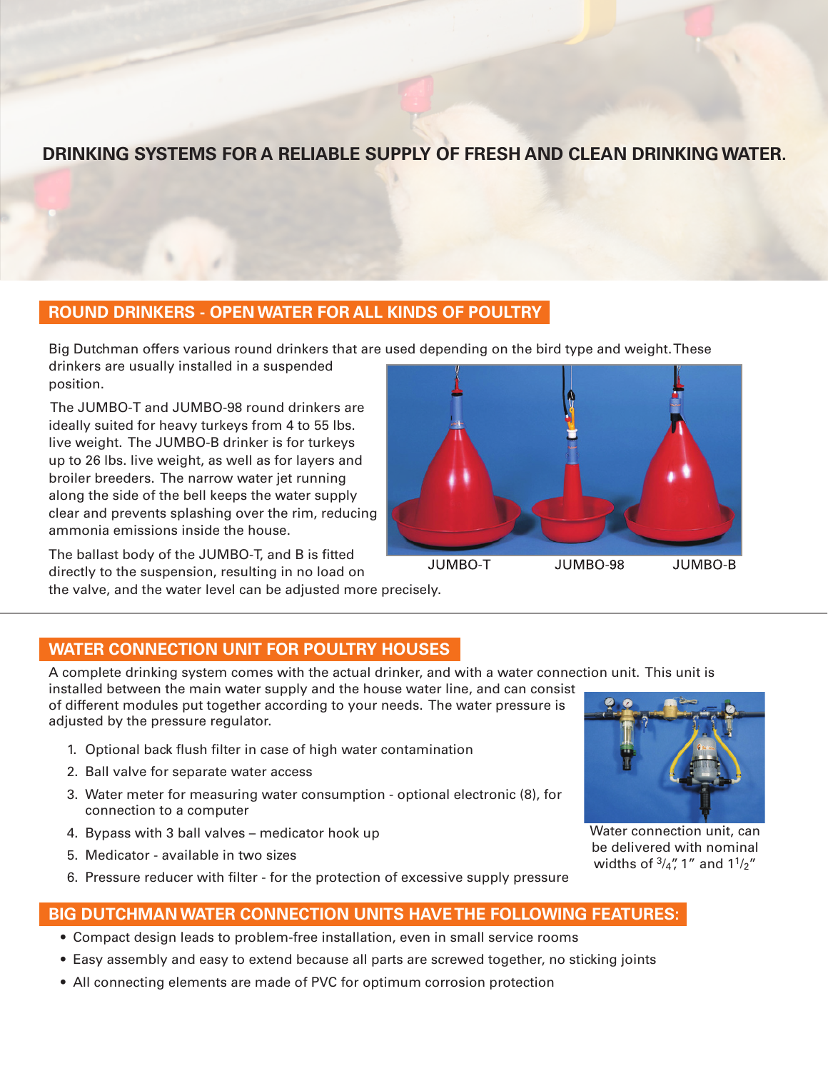# DRINKING SYSTEMS FOR A RELIABLE SUPPLY OF FRESH AND CLEAN DRINKING WATER.

## ROUND DRINKERS - OPEN WATER FOR ALL KINDS OF POULTRY

Big Dutchman offers various round drinkers that are used depending on the bird type and weight. These drinkers are usually installed in a suspended position.

The JUMBO-T and JUMBO-98 round drinkers are ideally suited for heavy turkeys from 4 to 55 lbs. live weight. The JUMBO-B drinker is for turkeys up to 26 lbs. live weight, as well as for layers and broiler breeders. The narrow water jet running along the side of the bell keeps the water supply clear and prevents splashing over the rim, reducing ammonia emissions inside the house.

The ballast body of the JUMBO-T, and B is fitted directly to the suspension, resulting in no load on the valve, and the water level can be adjusted more precisely.

JUMBO-T JUMBO-98 JUMBO-B

## WATER CONNECTION UNIT FOR POULTRY HOUSES

A complete drinking system comes with the actual drinker, and with a water connection unit. This unit is installed between the main water supply and the house water line, and can consist of different modules put together according to your needs. The water pressure is adjusted by the pressure regulator.

1. Optional back flush filter in case of high water contamination
2. Ball valve for separate water access
3. Water meter for measuring water consumption - optional electronic (8), for connection to a computer
4. Bypass with 3 ball valves – medicator hook up
5. Medicator - available in two sizes
6. Pressure reducer with filter - for the protection of excessive supply pressure

Water connection unit, can be delivered with nominal widths of 3/4", 1" and 1 1/2"

## BIG DUTCHMAN WATER CONNECTION UNITS HAVE THE FOLLOWING FEATURES:

- Compact design leads to problem-free installation, even in small service rooms
- Easy assembly and easy to extend because all parts are screwed together, no sticking joints
- All connecting elements are made of PVC for optimum corrosion protection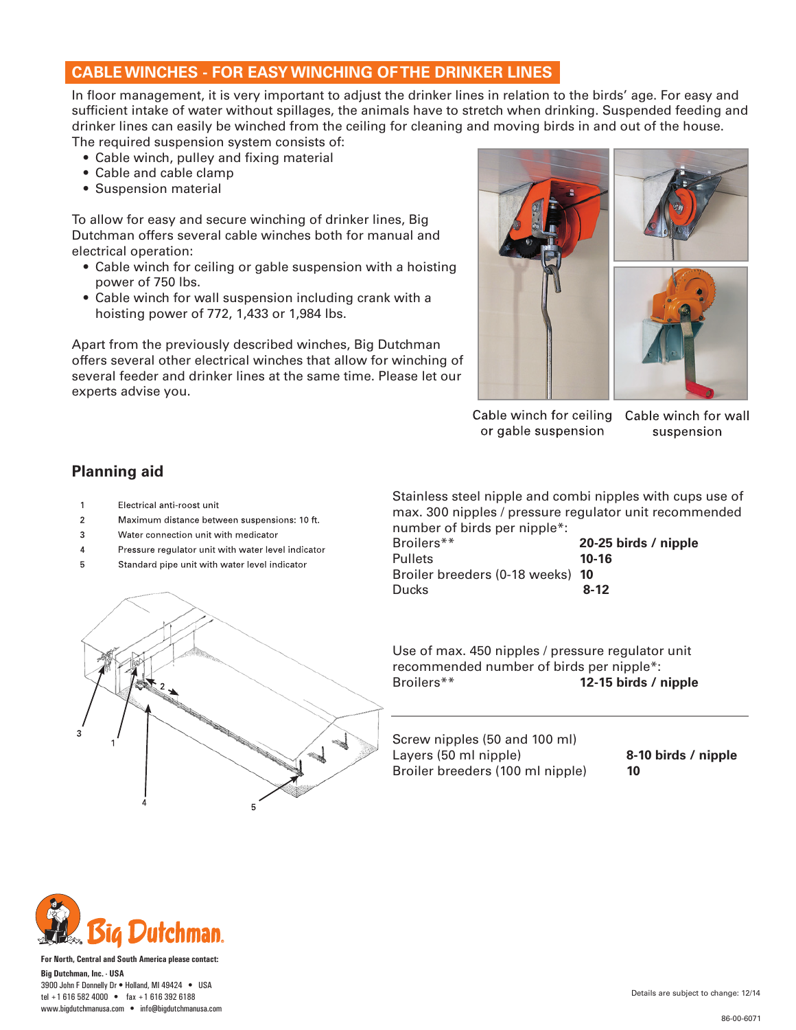## CABLE WINCHES - FOR EASY WINCHING OF THE DRINKER LINES

In floor management, it is very important to adjust the drinker lines in relation to the birds' age. For easy and sufficient intake of water without spillages, the animals have to stretch when drinking. Suspended feeding and drinker lines can easily be winched from the ceiling for cleaning and moving birds in and out of the house.
The required suspension system consists of:

- Cable winch, pulley and fixing material
- Cable and cable clamp
- Suspension material

To allow for easy and secure winching of drinker lines, Big Dutchman offers several cable winches both for manual and electrical operation:

- Cable winch for ceiling or gable suspension with a hoisting power of 750 lbs.
- Cable winch for wall suspension including crank with a hoisting power of 772, 1,433 or 1,984 lbs.

Apart from the previously described winches, Big Dutchman offers several other electrical winches that allow for winching of several feeder and drinker lines at the same time. Please let our experts advise you.

Cable winch for ceiling or gable suspension

Cable winch for wall suspension

### Planning aid

1 Electrical anti-roost unit
2 Maximum distance between suspensions: 10 ft.
3 Water connection unit with medicator
4 Pressure regulator unit with water level indicator
5 Standard pipe unit with water level indicator

Stainless steel nipple and combi nipples with cups use of max. 300 nipples / pressure regulator unit recommended number of birds per nipple*:

| | |
|---|---|
| Broilers** | **20-25 birds / nipple** |
| Pullets | **10-16** |
| Broiler breeders (0-18 weeks) | **10** |
| Ducks | **8-12** |

Use of max. 450 nipples / pressure regulator unit recommended number of birds per nipple*:

| | |
|---|---|
| Broilers** | **12-15 birds / nipple** |

Screw nipples (50 and 100 ml)

| | |
|---|---|
| Layers (50 ml nipple) | **8-10 birds / nipple** |
| Broiler breeders (100 ml nipple) | **10** |

Big Dutchman

For North, Central and South America please contact:

Big Dutchman, Inc. · USA
3900 John F Donnelly Dr • Holland, MI 49424 • USA
tel +1 616 582 4000 • fax +1 616 392 6188
www.bigdutchmanusa.com • info@bigdutchmanusa.com

Details are subject to change: 12/14

86-00-6071